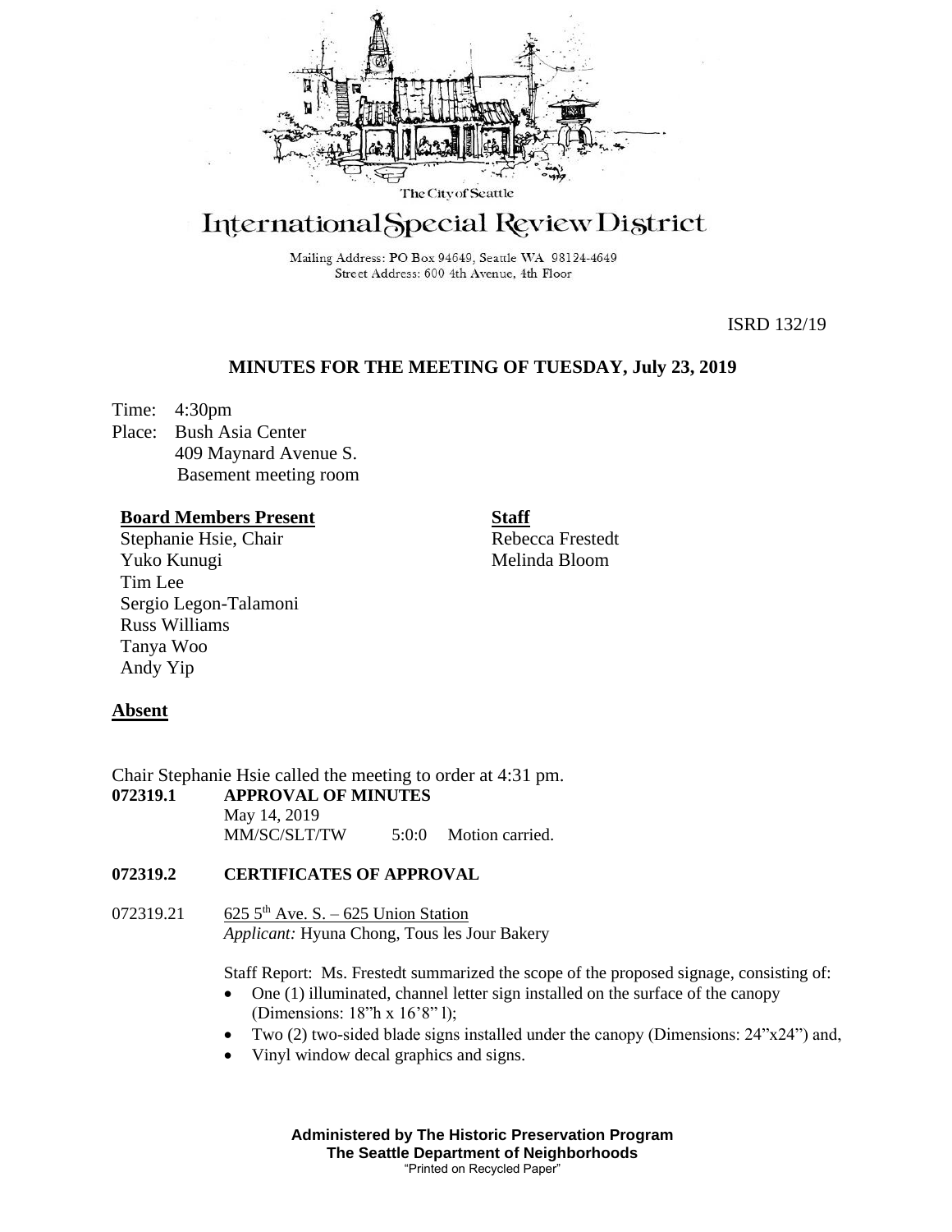The City of Seattle

# International Special Review District

Mailing Address: PO Box 94649, Seattle WA 98124-4649
Street Address: 600 4th Avenue, 4th Floor

ISRD 132/19

## MINUTES FOR THE MEETING OF TUESDAY, July 23, 2019

Time: 4:30pm
Place: Bush Asia Center
409 Maynard Avenue S.
Basement meeting room

**Board Members Present**
Stephanie Hsie, Chair
Yuko Kunugi
Tim Lee
Sergio Legon-Talamoni
Russ Williams
Tanya Woo
Andy Yip

**Staff**
Rebecca Frestedt
Melinda Bloom

**Absent**

Chair Stephanie Hsie called the meeting to order at 4:31 pm.

**072319.1 APPROVAL OF MINUTES**

May 14, 2019
MM/SC/SLT/TW 5:0:0 Motion carried.

**072319.2 CERTIFICATES OF APPROVAL**

072319.21 625 5th Ave. S. – 625 Union Station
*Applicant:* Hyuna Chong, Tous les Jour Bakery

Staff Report: Ms. Frestedt summarized the scope of the proposed signage, consisting of:

- One (1) illuminated, channel letter sign installed on the surface of the canopy (Dimensions: 18"h x 16'8" l);
- Two (2) two-sided blade signs installed under the canopy (Dimensions: 24"x24") and,
- Vinyl window decal graphics and signs.

**Administered by The Historic Preservation Program**
**The Seattle Department of Neighborhoods**
"Printed on Recycled Paper"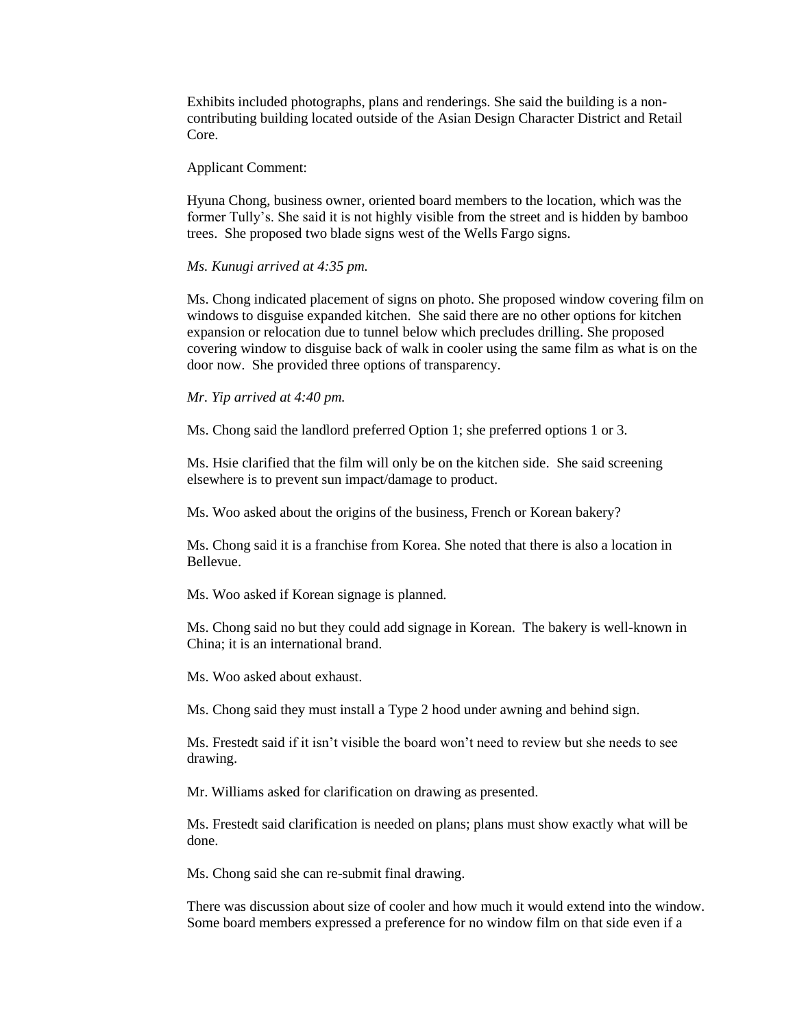Exhibits included photographs, plans and renderings. She said the building is a non-contributing building located outside of the Asian Design Character District and Retail Core.

Applicant Comment:

Hyuna Chong, business owner, oriented board members to the location, which was the former Tully's. She said it is not highly visible from the street and is hidden by bamboo trees. She proposed two blade signs west of the Wells Fargo signs.

*Ms. Kunugi arrived at 4:35 pm.*

Ms. Chong indicated placement of signs on photo. She proposed window covering film on windows to disguise expanded kitchen. She said there are no other options for kitchen expansion or relocation due to tunnel below which precludes drilling. She proposed covering window to disguise back of walk in cooler using the same film as what is on the door now. She provided three options of transparency.

*Mr. Yip arrived at 4:40 pm.*

Ms. Chong said the landlord preferred Option 1; she preferred options 1 or 3.

Ms. Hsie clarified that the film will only be on the kitchen side. She said screening elsewhere is to prevent sun impact/damage to product.

Ms. Woo asked about the origins of the business, French or Korean bakery?

Ms. Chong said it is a franchise from Korea. She noted that there is also a location in Bellevue.

Ms. Woo asked if Korean signage is planned.

Ms. Chong said no but they could add signage in Korean. The bakery is well-known in China; it is an international brand.

Ms. Woo asked about exhaust.

Ms. Chong said they must install a Type 2 hood under awning and behind sign.

Ms. Frestedt said if it isn't visible the board won't need to review but she needs to see drawing.

Mr. Williams asked for clarification on drawing as presented.

Ms. Frestedt said clarification is needed on plans; plans must show exactly what will be done.

Ms. Chong said she can re-submit final drawing.

There was discussion about size of cooler and how much it would extend into the window. Some board members expressed a preference for no window film on that side even if a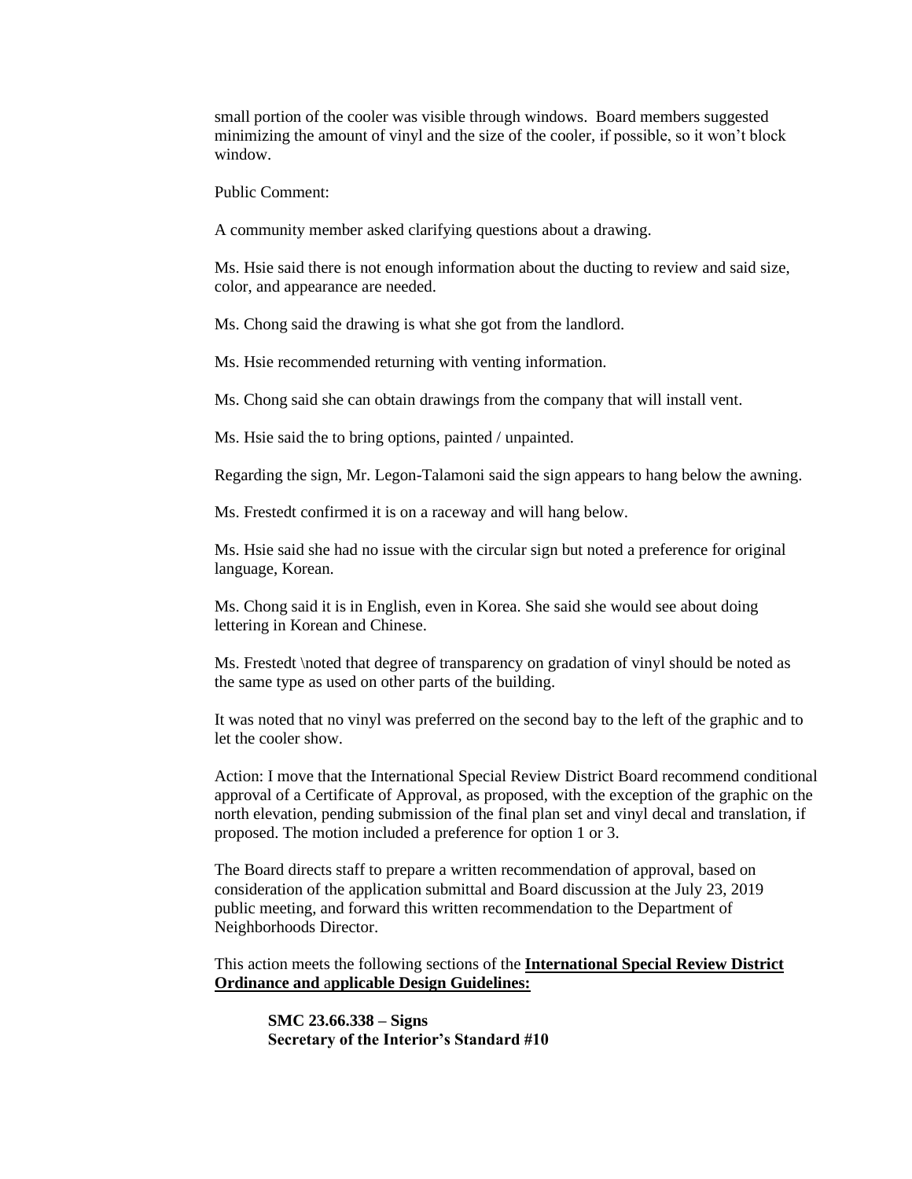small portion of the cooler was visible through windows. Board members suggested minimizing the amount of vinyl and the size of the cooler, if possible, so it won't block window.

Public Comment:

A community member asked clarifying questions about a drawing.

Ms. Hsie said there is not enough information about the ducting to review and said size, color, and appearance are needed.

Ms. Chong said the drawing is what she got from the landlord.

Ms. Hsie recommended returning with venting information.

Ms. Chong said she can obtain drawings from the company that will install vent.

Ms. Hsie said the to bring options, painted / unpainted.

Regarding the sign, Mr. Legon-Talamoni said the sign appears to hang below the awning.

Ms. Frestedt confirmed it is on a raceway and will hang below.

Ms. Hsie said she had no issue with the circular sign but noted a preference for original language, Korean.

Ms. Chong said it is in English, even in Korea. She said she would see about doing lettering in Korean and Chinese.

Ms. Frestedt \noted that degree of transparency on gradation of vinyl should be noted as the same type as used on other parts of the building.

It was noted that no vinyl was preferred on the second bay to the left of the graphic and to let the cooler show.

Action: I move that the International Special Review District Board recommend conditional approval of a Certificate of Approval, as proposed, with the exception of the graphic on the north elevation, pending submission of the final plan set and vinyl decal and translation, if proposed. The motion included a preference for option 1 or 3.

The Board directs staff to prepare a written recommendation of approval, based on consideration of the application submittal and Board discussion at the July 23, 2019 public meeting, and forward this written recommendation to the Department of Neighborhoods Director.

This action meets the following sections of the **International Special Review District Ordinance and applicable Design Guidelines:**

> **SMC 23.66.338 – Signs**
> **Secretary of the Interior's Standard #10**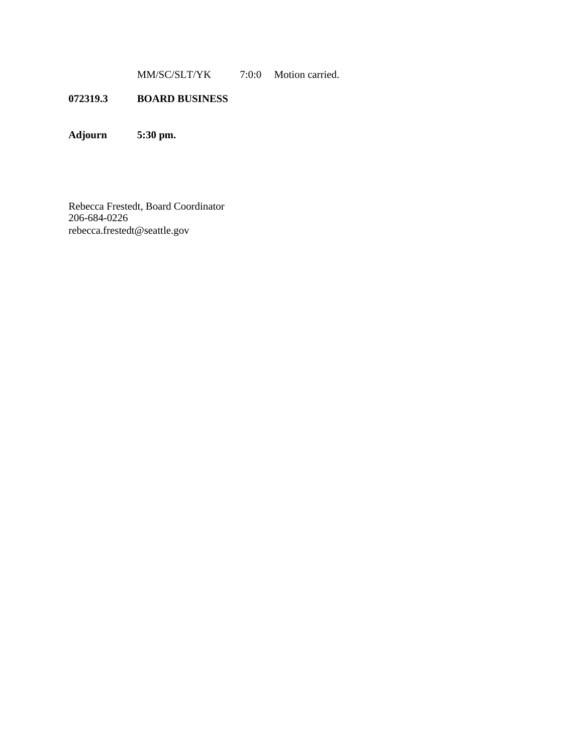MM/SC/SLT/YK 7:0:0 Motion carried.

**072319.3 BOARD BUSINESS**

**Adjourn 5:30 pm.**

Rebecca Frestedt, Board Coordinator
206-684-0226
rebecca.frestedt@seattle.gov